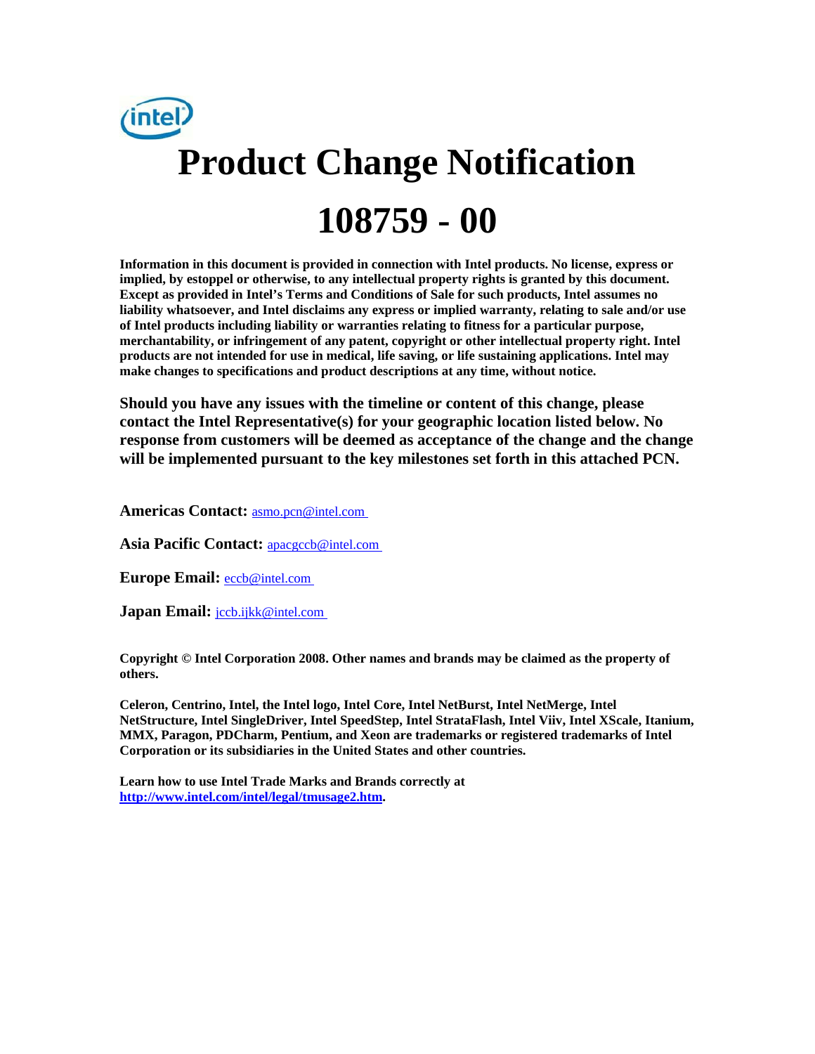# Product Change Notification

# 108759 - 00

**Information in this document is provided in connection with Intel products. No license, express or implied, by estoppel or otherwise, to any intellectual property rights is granted by this document. Except as provided in Intel's Terms and Conditions of Sale for such products, Intel assumes no liability whatsoever, and Intel disclaims any express or implied warranty, relating to sale and/or use of Intel products including liability or warranties relating to fitness for a particular purpose, merchantability, or infringement of any patent, copyright or other intellectual property right. Intel products are not intended for use in medical, life saving, or life sustaining applications. Intel may make changes to specifications and product descriptions at any time, without notice.**

**Should you have any issues with the timeline or content of this change, please contact the Intel Representative(s) for your geographic location listed below. No response from customers will be deemed as acceptance of the change and the change will be implemented pursuant to the key milestones set forth in this attached PCN.**

**Americas Contact:** asmo.pcn@intel.com

**Asia Pacific Contact:** apacgccb@intel.com

**Europe Email:** eccb@intel.com

**Japan Email:** jccb.ijkk@intel.com

**Copyright © Intel Corporation 2008. Other names and brands may be claimed as the property of others.**

**Celeron, Centrino, Intel, the Intel logo, Intel Core, Intel NetBurst, Intel NetMerge, Intel NetStructure, Intel SingleDriver, Intel SpeedStep, Intel StrataFlash, Intel Viiv, Intel XScale, Itanium, MMX, Paragon, PDCharm, Pentium, and Xeon are trademarks or registered trademarks of Intel Corporation or its subsidiaries in the United States and other countries.**

**Learn how to use Intel Trade Marks and Brands correctly at http://www.intel.com/intel/legal/tmusage2.htm.**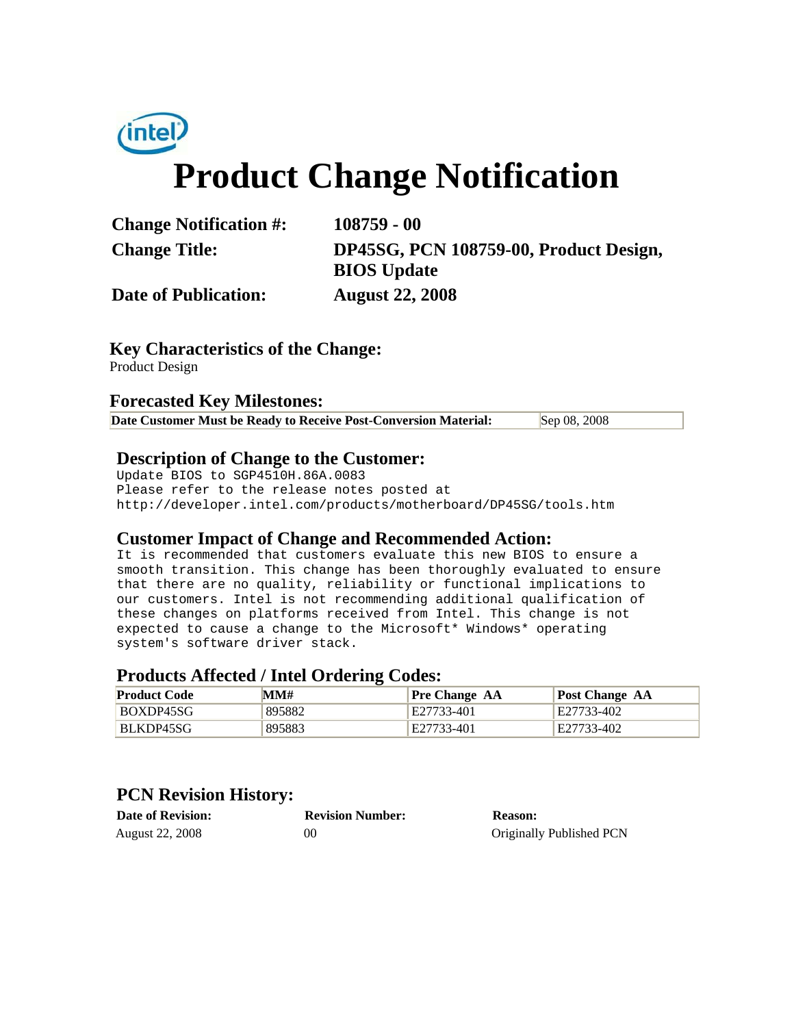# Product Change Notification

| | |
|---|---|
| **Change Notification #:** | **108759 - 00** |
| **Change Title:** | **DP45SG, PCN 108759-00, Product Design, BIOS Update** |
| **Date of Publication:** | **August 22, 2008** |

## Key Characteristics of the Change:

Product Design

## Forecasted Key Milestones:

| | |
|---|---|
| **Date Customer Must be Ready to Receive Post-Conversion Material:** | Sep 08, 2008 |

## Description of Change to the Customer:

Update BIOS to SGP4510H.86A.0083
Please refer to the release notes posted at
http://developer.intel.com/products/motherboard/DP45SG/tools.htm

## Customer Impact of Change and Recommended Action:

It is recommended that customers evaluate this new BIOS to ensure a smooth transition. This change has been thoroughly evaluated to ensure that there are no quality, reliability or functional implications to our customers. Intel is not recommending additional qualification of these changes on platforms received from Intel. This change is not expected to cause a change to the Microsoft* Windows* operating system's software driver stack.

## Products Affected / Intel Ordering Codes:

| Product Code | MM# | Pre Change AA | Post Change AA |
|---|---|---|---|
| BOXDP45SG | 895882 | E27733-401 | E27733-402 |
| BLKDP45SG | 895883 | E27733-401 | E27733-402 |

## PCN Revision History:

| Date of Revision: | Revision Number: | Reason: |
|---|---|---|
| August 22, 2008 | 00 | Originally Published PCN |